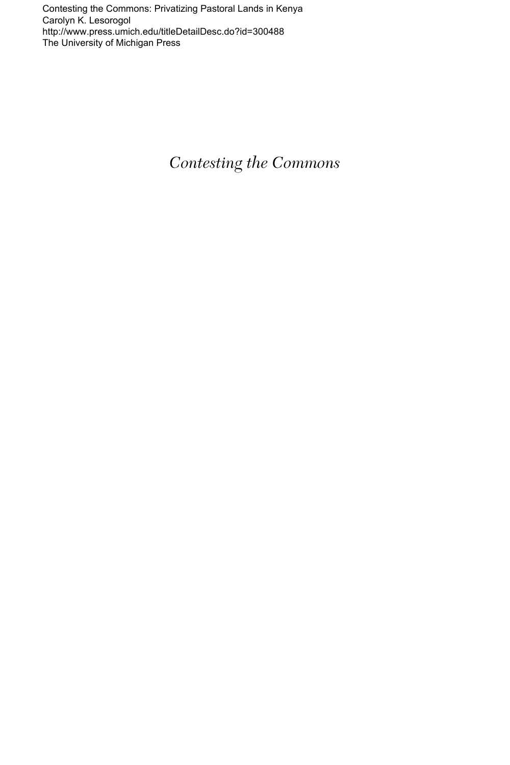Contesting the Commons: Privatizing Pastoral Lands in Kenya
Carolyn K. Lesorogol
http://www.press.umich.edu/titleDetailDesc.do?id=300488
The University of Michigan Press

# *Contesting the Commons*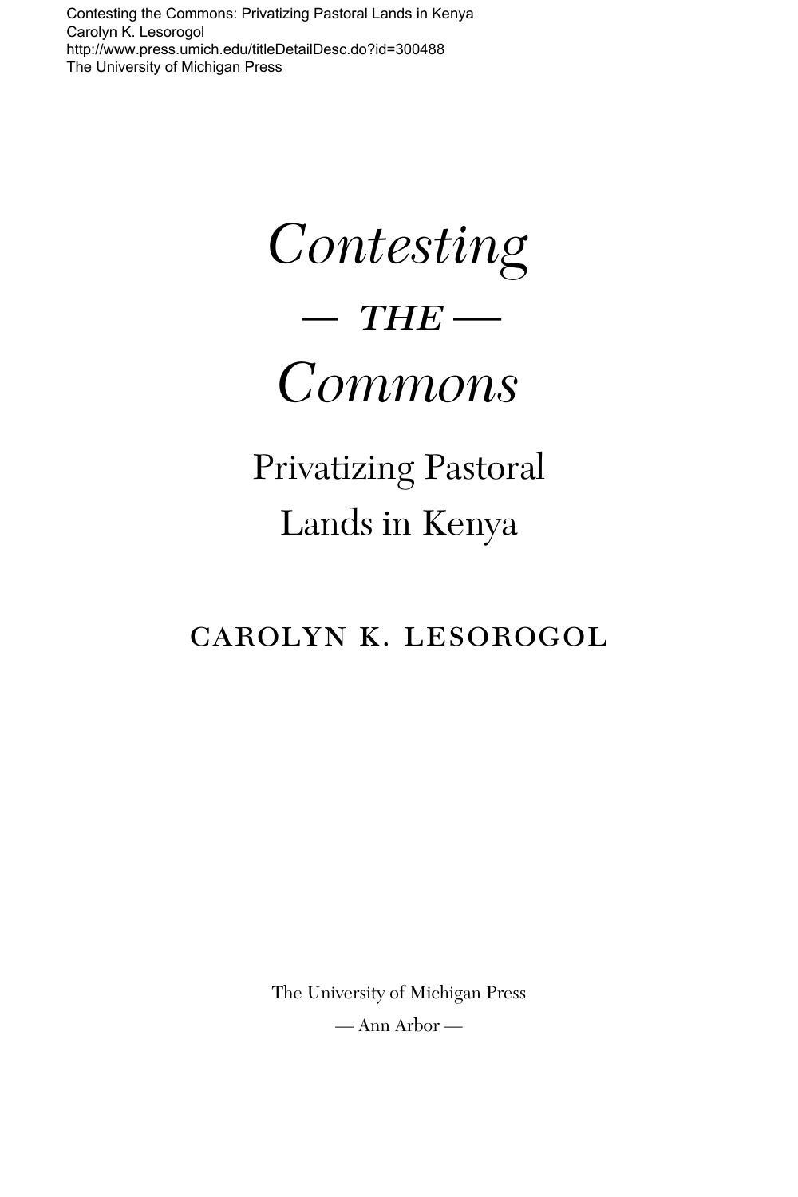# *Contesting*

## — *THE* —

# *Commons*

## Privatizing Pastoral Lands in Kenya

CAROLYN K. LESOROGOL

The University of Michigan Press

— Ann Arbor —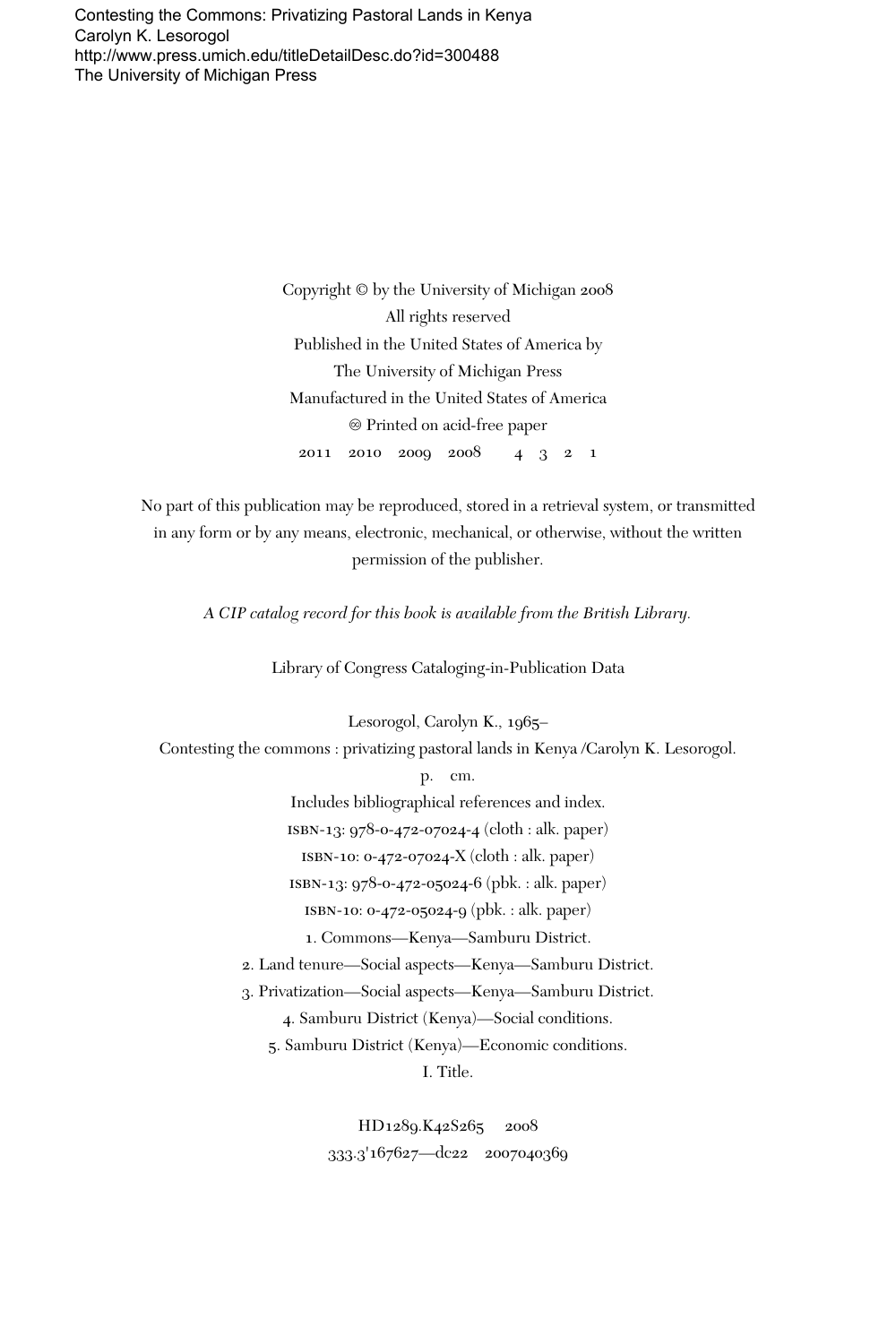Contesting the Commons: Privatizing Pastoral Lands in Kenya
Carolyn K. Lesorogol
http://www.press.umich.edu/titleDetailDesc.do?id=300488
The University of Michigan Press

Copyright © by the University of Michigan 2008
All rights reserved
Published in the United States of America by
The University of Michigan Press
Manufactured in the United States of America
♾ Printed on acid-free paper

2011 2010 2009 2008 4 3 2 1

No part of this publication may be reproduced, stored in a retrieval system, or transmitted in any form or by any means, electronic, mechanical, or otherwise, without the written permission of the publisher.

*A CIP catalog record for this book is available from the British Library.*

Library of Congress Cataloging-in-Publication Data

Lesorogol, Carolyn K., 1965–
Contesting the commons : privatizing pastoral lands in Kenya /Carolyn K. Lesorogol.
p. cm.
Includes bibliographical references and index.
ISBN-13: 978-0-472-07024-4 (cloth : alk. paper)
ISBN-10: 0-472-07024-X (cloth : alk. paper)
ISBN-13: 978-0-472-05024-6 (pbk. : alk. paper)
ISBN-10: 0-472-05024-9 (pbk. : alk. paper)
1. Commons—Kenya—Samburu District.
2. Land tenure—Social aspects—Kenya—Samburu District.
3. Privatization—Social aspects—Kenya—Samburu District.
4. Samburu District (Kenya)—Social conditions.
5. Samburu District (Kenya)—Economic conditions.
I. Title.

HD1289.K42S265 2008
333.3'167627—dc22 2007040369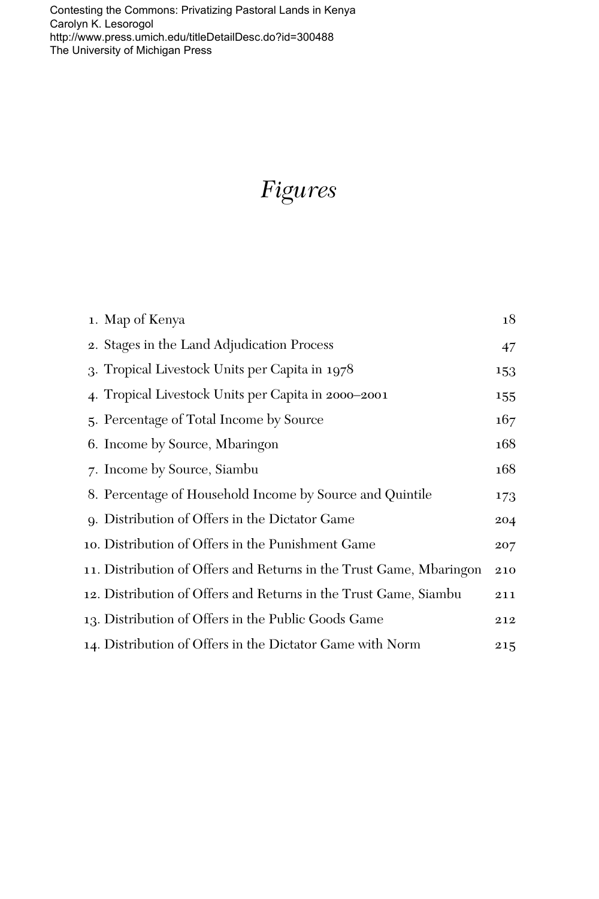# *Figures*

1. Map of Kenya 18
2. Stages in the Land Adjudication Process 47
3. Tropical Livestock Units per Capita in 1978 153
4. Tropical Livestock Units per Capita in 2000–2001 155
5. Percentage of Total Income by Source 167
6. Income by Source, Mbaringon 168
7. Income by Source, Siambu 168
8. Percentage of Household Income by Source and Quintile 173
9. Distribution of Offers in the Dictator Game 204
10. Distribution of Offers in the Punishment Game 207
11. Distribution of Offers and Returns in the Trust Game, Mbaringon 210
12. Distribution of Offers and Returns in the Trust Game, Siambu 211
13. Distribution of Offers in the Public Goods Game 212
14. Distribution of Offers in the Dictator Game with Norm 215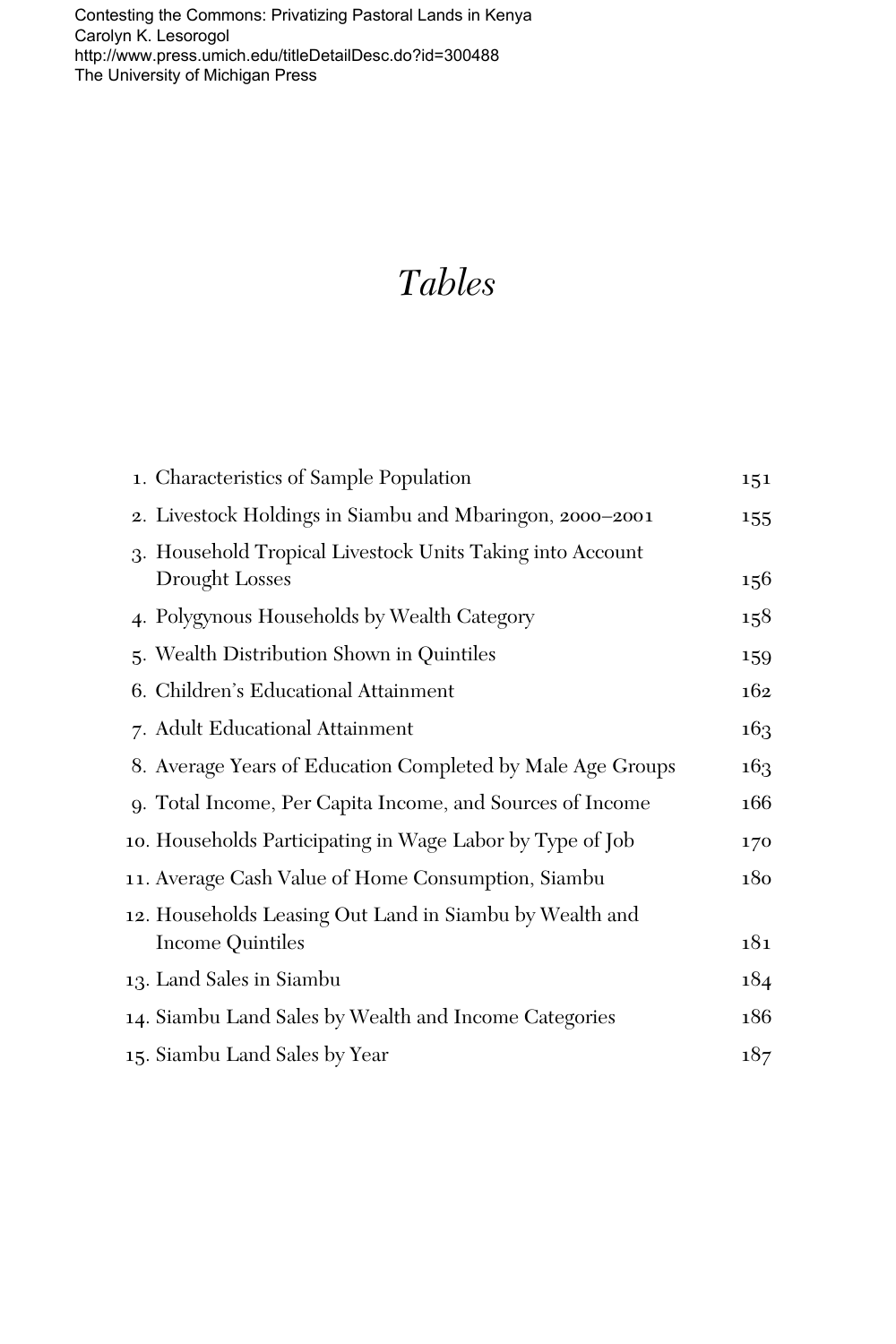# *Tables*

1. Characteristics of Sample Population 151
2. Livestock Holdings in Siambu and Mbaringon, 2000–2001 155
3. Household Tropical Livestock Units Taking into Account Drought Losses 156
4. Polygynous Households by Wealth Category 158
5. Wealth Distribution Shown in Quintiles 159
6. Children's Educational Attainment 162
7. Adult Educational Attainment 163
8. Average Years of Education Completed by Male Age Groups 163
9. Total Income, Per Capita Income, and Sources of Income 166
10. Households Participating in Wage Labor by Type of Job 170
11. Average Cash Value of Home Consumption, Siambu 180
12. Households Leasing Out Land in Siambu by Wealth and Income Quintiles 181
13. Land Sales in Siambu 184
14. Siambu Land Sales by Wealth and Income Categories 186
15. Siambu Land Sales by Year 187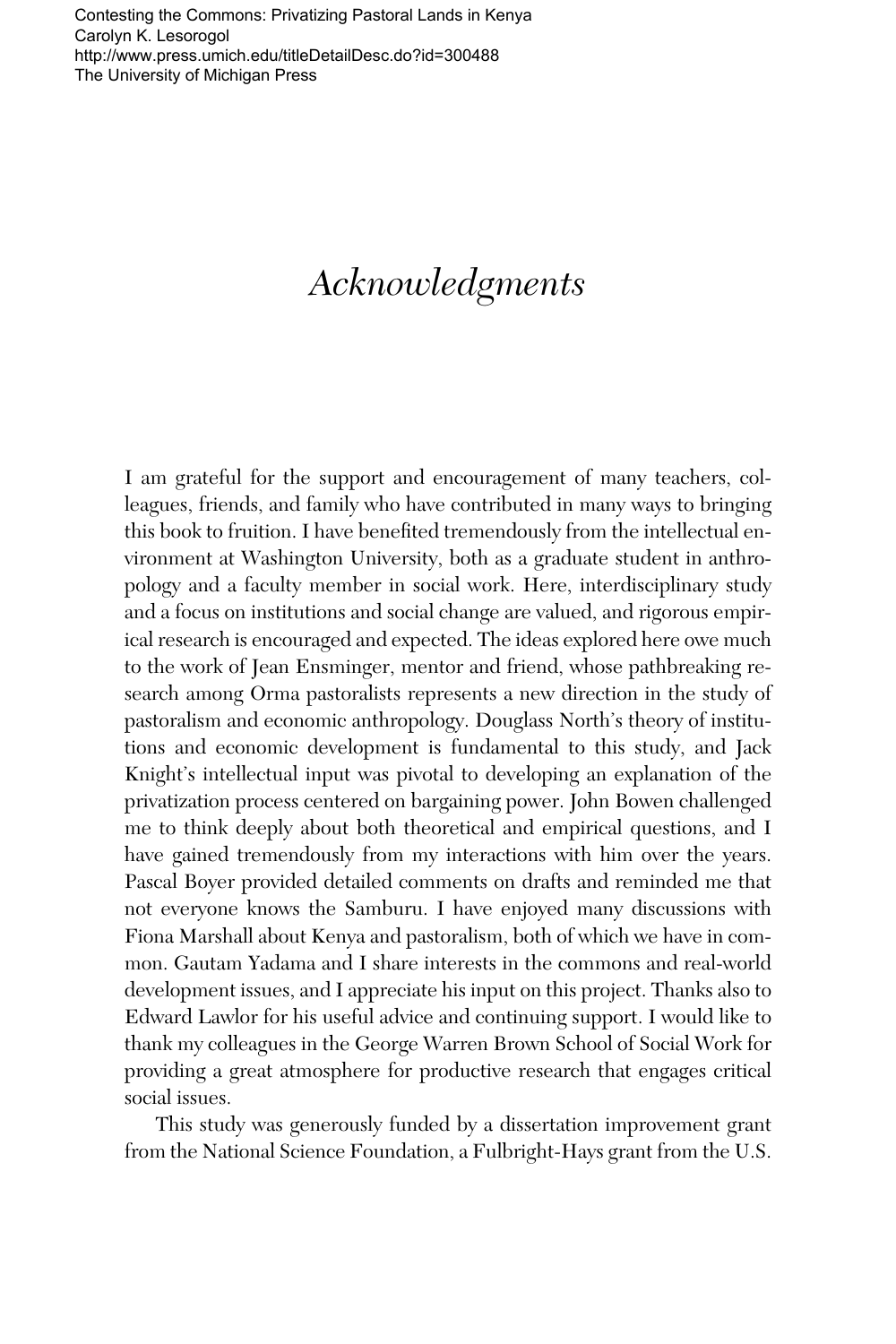# Acknowledgments

I am grateful for the support and encouragement of many teachers, colleagues, friends, and family who have contributed in many ways to bringing this book to fruition. I have benefited tremendously from the intellectual environment at Washington University, both as a graduate student in anthropology and a faculty member in social work. Here, interdisciplinary study and a focus on institutions and social change are valued, and rigorous empirical research is encouraged and expected. The ideas explored here owe much to the work of Jean Ensminger, mentor and friend, whose pathbreaking research among Orma pastoralists represents a new direction in the study of pastoralism and economic anthropology. Douglass North's theory of institutions and economic development is fundamental to this study, and Jack Knight's intellectual input was pivotal to developing an explanation of the privatization process centered on bargaining power. John Bowen challenged me to think deeply about both theoretical and empirical questions, and I have gained tremendously from my interactions with him over the years. Pascal Boyer provided detailed comments on drafts and reminded me that not everyone knows the Samburu. I have enjoyed many discussions with Fiona Marshall about Kenya and pastoralism, both of which we have in common. Gautam Yadama and I share interests in the commons and real-world development issues, and I appreciate his input on this project. Thanks also to Edward Lawlor for his useful advice and continuing support. I would like to thank my colleagues in the George Warren Brown School of Social Work for providing a great atmosphere for productive research that engages critical social issues.

This study was generously funded by a dissertation improvement grant from the National Science Foundation, a Fulbright-Hays grant from the U.S.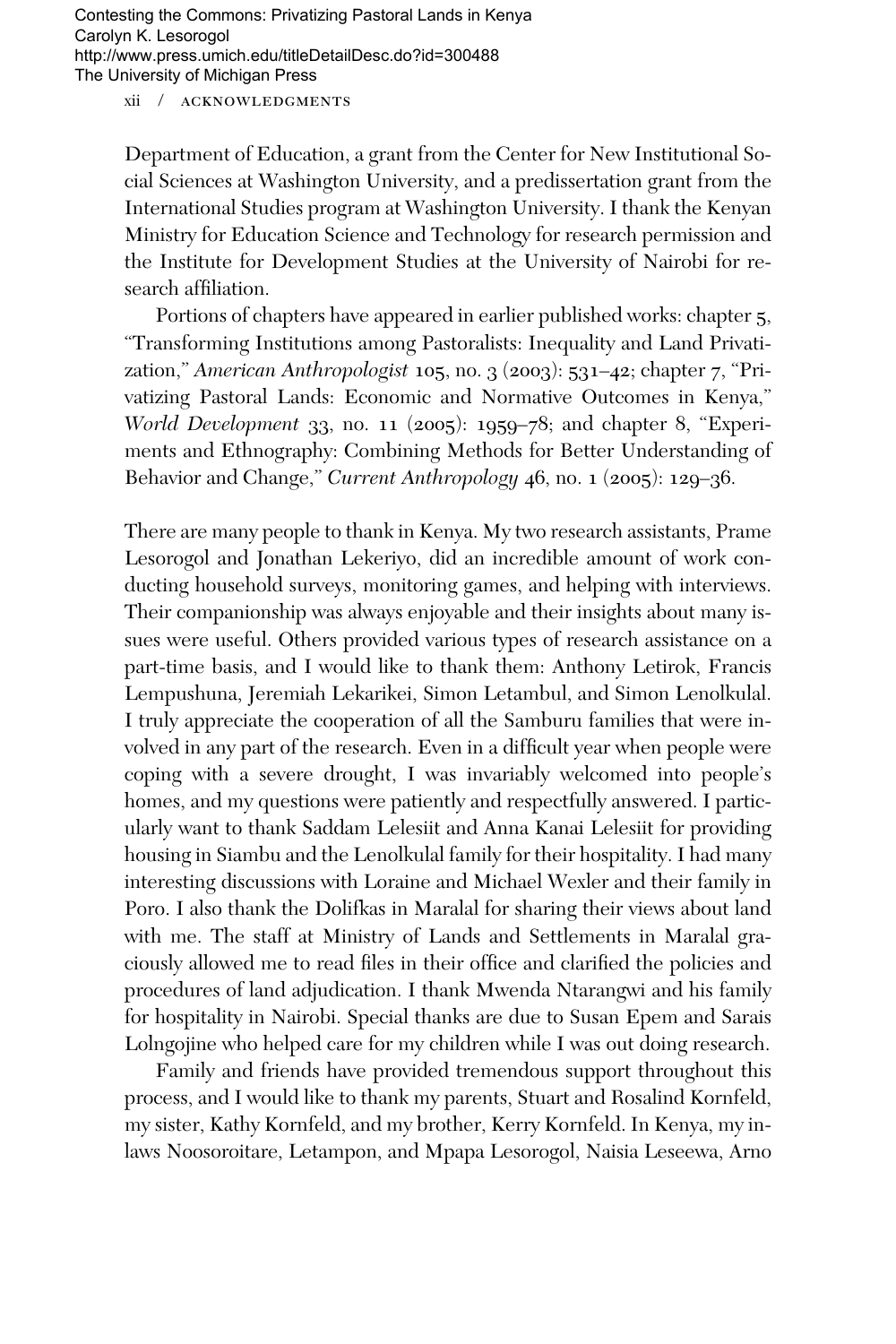Department of Education, a grant from the Center for New Institutional Social Sciences at Washington University, and a predissertation grant from the International Studies program at Washington University. I thank the Kenyan Ministry for Education Science and Technology for research permission and the Institute for Development Studies at the University of Nairobi for research affiliation.

Portions of chapters have appeared in earlier published works: chapter 5, "Transforming Institutions among Pastoralists: Inequality and Land Privatization," *American Anthropologist* 105, no. 3 (2003): 531–42; chapter 7, "Privatizing Pastoral Lands: Economic and Normative Outcomes in Kenya," *World Development* 33, no. 11 (2005): 1959–78; and chapter 8, "Experiments and Ethnography: Combining Methods for Better Understanding of Behavior and Change," *Current Anthropology* 46, no. 1 (2005): 129–36.

There are many people to thank in Kenya. My two research assistants, Prame Lesorogol and Jonathan Lekeriyo, did an incredible amount of work conducting household surveys, monitoring games, and helping with interviews. Their companionship was always enjoyable and their insights about many issues were useful. Others provided various types of research assistance on a part-time basis, and I would like to thank them: Anthony Letirok, Francis Lempushuna, Jeremiah Lekarikei, Simon Letambul, and Simon Lenolkulal. I truly appreciate the cooperation of all the Samburu families that were involved in any part of the research. Even in a difficult year when people were coping with a severe drought, I was invariably welcomed into people's homes, and my questions were patiently and respectfully answered. I particularly want to thank Saddam Lelesiit and Anna Kanai Lelesiit for providing housing in Siambu and the Lenolkulal family for their hospitality. I had many interesting discussions with Loraine and Michael Wexler and their family in Poro. I also thank the Dolifkas in Maralal for sharing their views about land with me. The staff at Ministry of Lands and Settlements in Maralal graciously allowed me to read files in their office and clarified the policies and procedures of land adjudication. I thank Mwenda Ntarangwi and his family for hospitality in Nairobi. Special thanks are due to Susan Epem and Sarais Lolngojine who helped care for my children while I was out doing research.

Family and friends have provided tremendous support throughout this process, and I would like to thank my parents, Stuart and Rosalind Kornfeld, my sister, Kathy Kornfeld, and my brother, Kerry Kornfeld. In Kenya, my in-laws Noosoroitare, Letampon, and Mpapa Lesorogol, Naisia Leseewa, Arno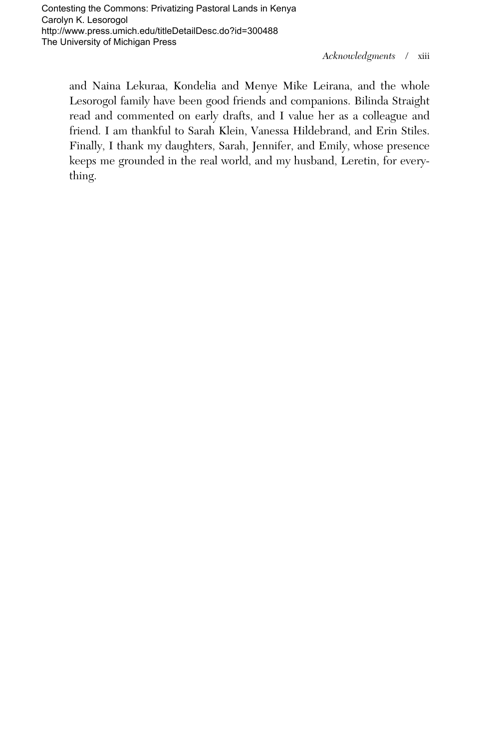and Naina Lekuraa, Kondelia and Menye Mike Leirana, and the whole Lesorogol family have been good friends and companions. Bilinda Straight read and commented on early drafts, and I value her as a colleague and friend. I am thankful to Sarah Klein, Vanessa Hildebrand, and Erin Stiles. Finally, I thank my daughters, Sarah, Jennifer, and Emily, whose presence keeps me grounded in the real world, and my husband, Leretin, for everything.